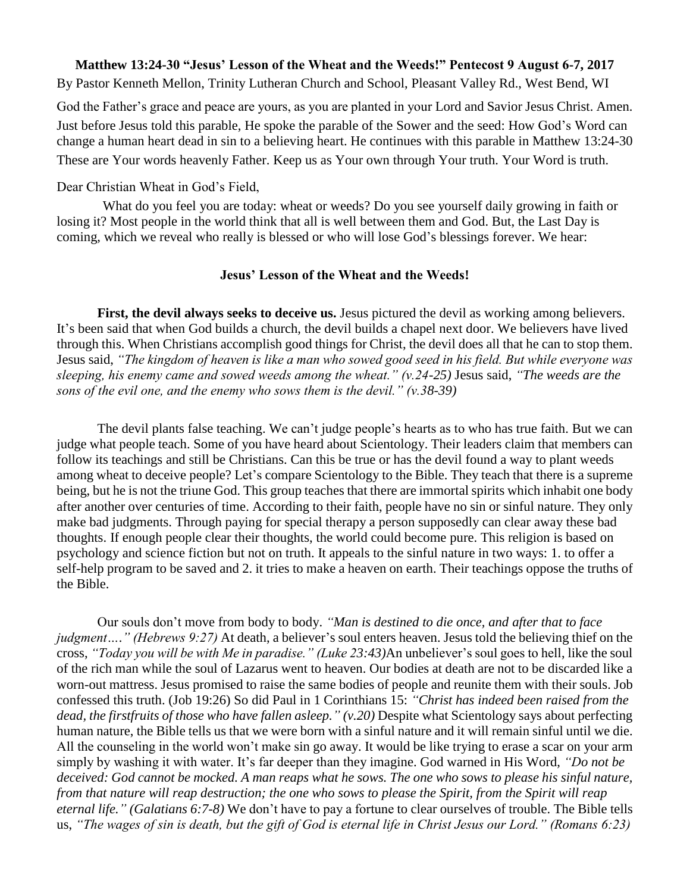**Matthew 13:24-30 "Jesus' Lesson of the Wheat and the Weeds!" Pentecost 9 August 6-7, 2017**

By Pastor Kenneth Mellon, Trinity Lutheran Church and School, Pleasant Valley Rd., West Bend, WI

God the Father's grace and peace are yours, as you are planted in your Lord and Savior Jesus Christ. Amen.
Just before Jesus told this parable, He spoke the parable of the Sower and the seed: How God's Word can change a human heart dead in sin to a believing heart. He continues with this parable in Matthew 13:24-30
These are Your words heavenly Father. Keep us as Your own through Your truth. Your Word is truth.

Dear Christian Wheat in God's Field,

What do you feel you are today: wheat or weeds? Do you see yourself daily growing in faith or losing it? Most people in the world think that all is well between them and God. But, the Last Day is coming, which we reveal who really is blessed or who will lose God's blessings forever. We hear:

**Jesus' Lesson of the Wheat and the Weeds!**

**First, the devil always seeks to deceive us.** Jesus pictured the devil as working among believers. It's been said that when God builds a church, the devil builds a chapel next door. We believers have lived through this. When Christians accomplish good things for Christ, the devil does all that he can to stop them. Jesus said, *"The kingdom of heaven is like a man who sowed good seed in his field. But while everyone was sleeping, his enemy came and sowed weeds among the wheat." (v.24-25)* Jesus said, *"The weeds are the sons of the evil one, and the enemy who sows them is the devil." (v.38-39)*

The devil plants false teaching. We can't judge people's hearts as to who has true faith. But we can judge what people teach. Some of you have heard about Scientology. Their leaders claim that members can follow its teachings and still be Christians. Can this be true or has the devil found a way to plant weeds among wheat to deceive people? Let's compare Scientology to the Bible. They teach that there is a supreme being, but he is not the triune God. This group teaches that there are immortal spirits which inhabit one body after another over centuries of time. According to their faith, people have no sin or sinful nature. They only make bad judgments. Through paying for special therapy a person supposedly can clear away these bad thoughts. If enough people clear their thoughts, the world could become pure. This religion is based on psychology and science fiction but not on truth. It appeals to the sinful nature in two ways: 1. to offer a self-help program to be saved and 2. it tries to make a heaven on earth. Their teachings oppose the truths of the Bible.

Our souls don't move from body to body. *"Man is destined to die once, and after that to face judgment…." (Hebrews 9:27)* At death, a believer's soul enters heaven. Jesus told the believing thief on the cross, *"Today you will be with Me in paradise." (Luke 23:43)*An unbeliever's soul goes to hell, like the soul of the rich man while the soul of Lazarus went to heaven. Our bodies at death are not to be discarded like a worn-out mattress. Jesus promised to raise the same bodies of people and reunite them with their souls. Job confessed this truth. (Job 19:26) So did Paul in 1 Corinthians 15: *"Christ has indeed been raised from the dead, the firstfruits of those who have fallen asleep." (v.20)* Despite what Scientology says about perfecting human nature, the Bible tells us that we were born with a sinful nature and it will remain sinful until we die. All the counseling in the world won't make sin go away. It would be like trying to erase a scar on your arm simply by washing it with water. It's far deeper than they imagine. God warned in His Word, *"Do not be deceived: God cannot be mocked. A man reaps what he sows. The one who sows to please his sinful nature, from that nature will reap destruction; the one who sows to please the Spirit, from the Spirit will reap eternal life." (Galatians 6:7-8)* We don't have to pay a fortune to clear ourselves of trouble. The Bible tells us, *"The wages of sin is death, but the gift of God is eternal life in Christ Jesus our Lord." (Romans 6:23)*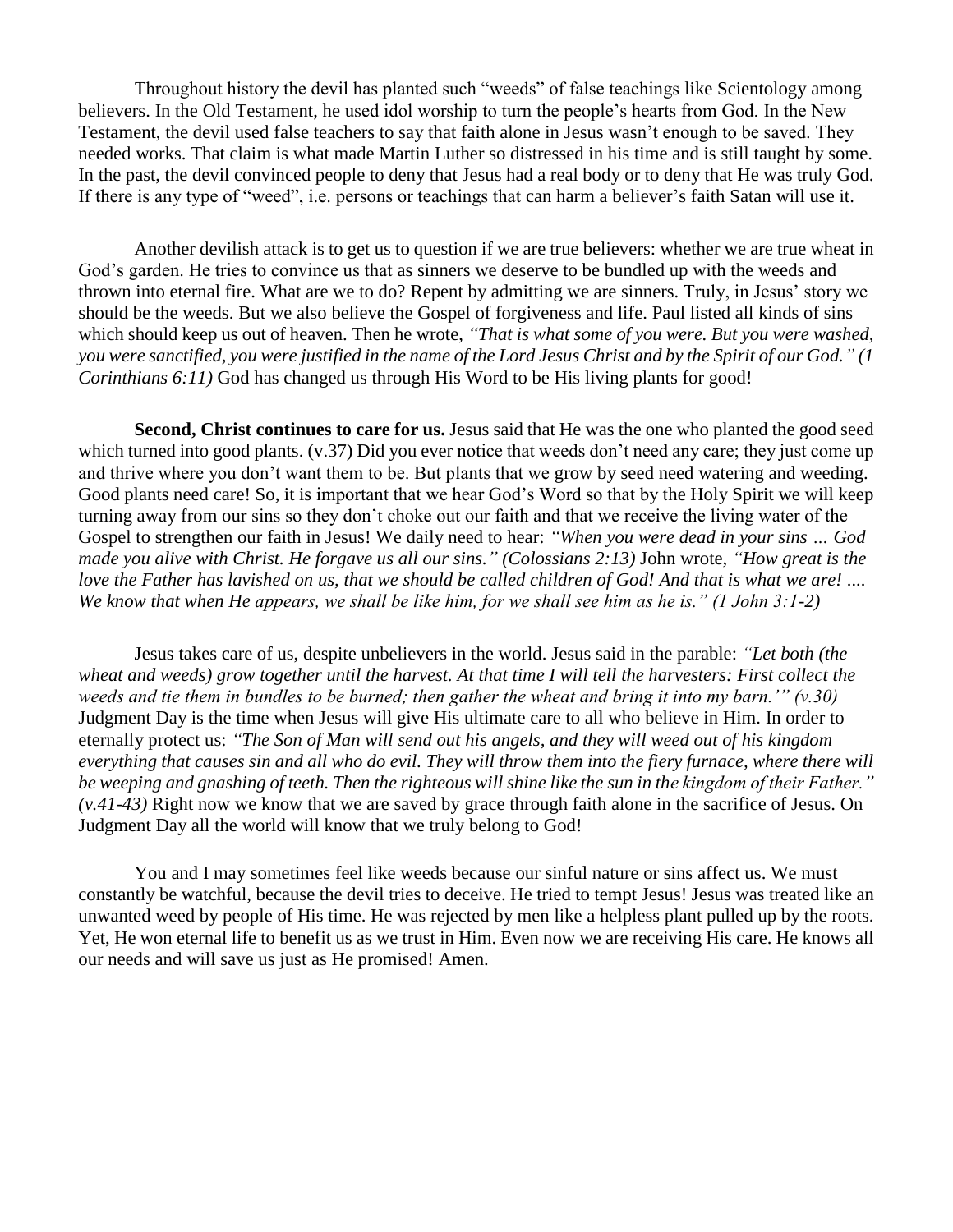Throughout history the devil has planted such "weeds" of false teachings like Scientology among believers. In the Old Testament, he used idol worship to turn the people's hearts from God. In the New Testament, the devil used false teachers to say that faith alone in Jesus wasn't enough to be saved. They needed works. That claim is what made Martin Luther so distressed in his time and is still taught by some. In the past, the devil convinced people to deny that Jesus had a real body or to deny that He was truly God. If there is any type of "weed", i.e. persons or teachings that can harm a believer's faith Satan will use it.

Another devilish attack is to get us to question if we are true believers: whether we are true wheat in God's garden. He tries to convince us that as sinners we deserve to be bundled up with the weeds and thrown into eternal fire. What are we to do? Repent by admitting we are sinners. Truly, in Jesus' story we should be the weeds. But we also believe the Gospel of forgiveness and life. Paul listed all kinds of sins which should keep us out of heaven. Then he wrote, *"That is what some of you were. But you were washed, you were sanctified, you were justified in the name of the Lord Jesus Christ and by the Spirit of our God." (1 Corinthians 6:11)* God has changed us through His Word to be His living plants for good!

**Second, Christ continues to care for us.** Jesus said that He was the one who planted the good seed which turned into good plants. (v.37) Did you ever notice that weeds don't need any care; they just come up and thrive where you don't want them to be. But plants that we grow by seed need watering and weeding. Good plants need care! So, it is important that we hear God's Word so that by the Holy Spirit we will keep turning away from our sins so they don't choke out our faith and that we receive the living water of the Gospel to strengthen our faith in Jesus! We daily need to hear: *"When you were dead in your sins … God made you alive with Christ. He forgave us all our sins." (Colossians 2:13)* John wrote, *"How great is the love the Father has lavished on us, that we should be called children of God! And that is what we are! …. We know that when He appears, we shall be like him, for we shall see him as he is." (1 John 3:1-2)*

Jesus takes care of us, despite unbelievers in the world. Jesus said in the parable: *"Let both (the wheat and weeds) grow together until the harvest. At that time I will tell the harvesters: First collect the weeds and tie them in bundles to be burned; then gather the wheat and bring it into my barn.'" (v.30)* Judgment Day is the time when Jesus will give His ultimate care to all who believe in Him. In order to eternally protect us: *"The Son of Man will send out his angels, and they will weed out of his kingdom everything that causes sin and all who do evil. They will throw them into the fiery furnace, where there will be weeping and gnashing of teeth. Then the righteous will shine like the sun in the kingdom of their Father." (v.41-43)* Right now we know that we are saved by grace through faith alone in the sacrifice of Jesus. On Judgment Day all the world will know that we truly belong to God!

You and I may sometimes feel like weeds because our sinful nature or sins affect us. We must constantly be watchful, because the devil tries to deceive. He tried to tempt Jesus! Jesus was treated like an unwanted weed by people of His time. He was rejected by men like a helpless plant pulled up by the roots. Yet, He won eternal life to benefit us as we trust in Him. Even now we are receiving His care. He knows all our needs and will save us just as He promised! Amen.